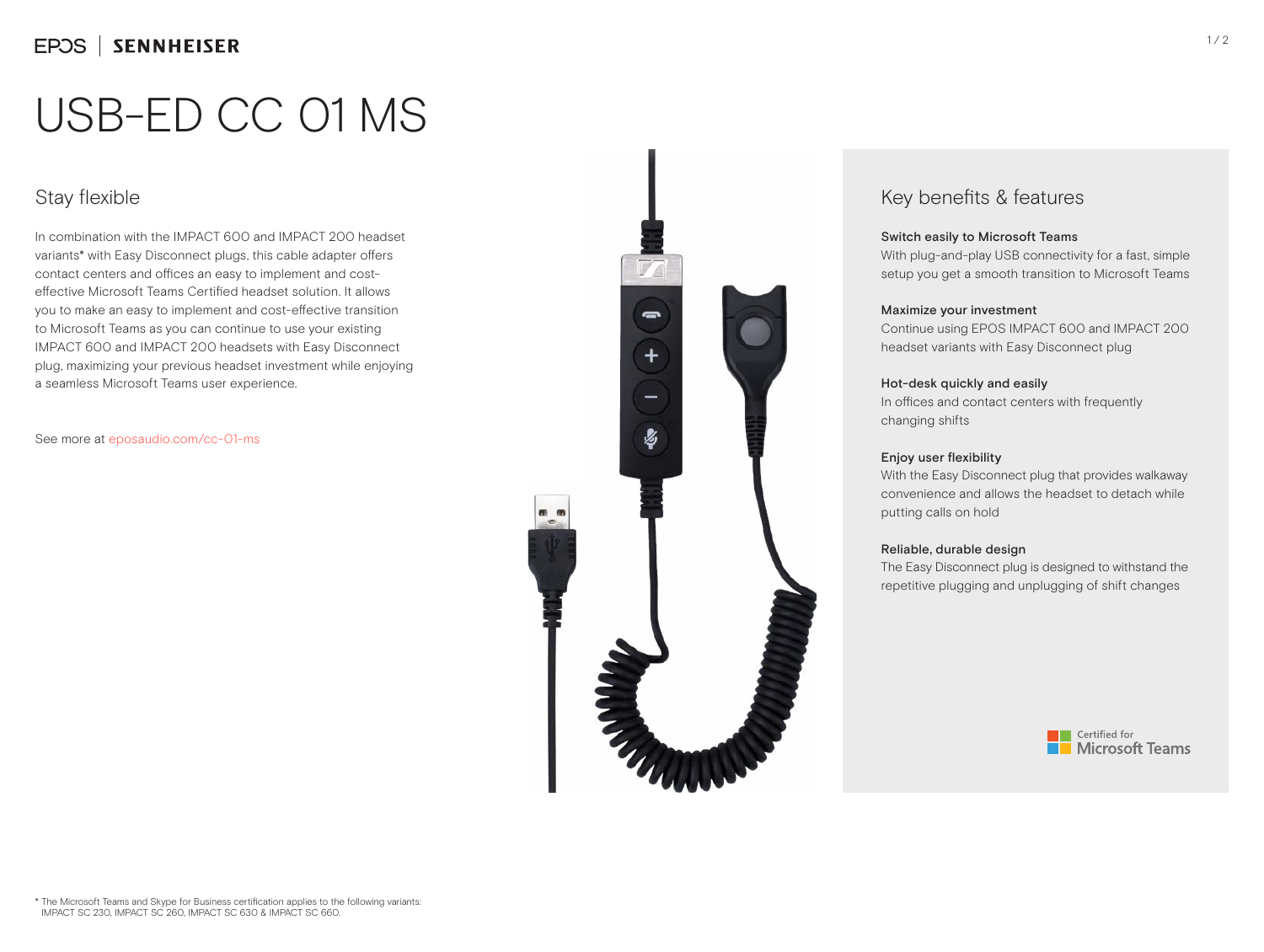EPOS | SENNHEISER

# USB-ED CC 01 MS

## Stay flexible

In combination with the IMPACT 600 and IMPACT 200 headset variants* with Easy Disconnect plugs, this cable adapter offers contact centers and offices an easy to implement and cost-effective Microsoft Teams Certified headset solution. It allows you to make an easy to implement and cost-effective transition to Microsoft Teams as you can continue to use your existing IMPACT 600 and IMPACT 200 headsets with Easy Disconnect plug, maximizing your previous headset investment while enjoying a seamless Microsoft Teams user experience.

See more at eposaudio.com/cc-01-ms

## Key benefits & features

**Switch easily to Microsoft Teams**
With plug-and-play USB connectivity for a fast, simple setup you get a smooth transition to Microsoft Teams

**Maximize your investment**
Continue using EPOS IMPACT 600 and IMPACT 200 headset variants with Easy Disconnect plug

**Hot-desk quickly and easily**
In offices and contact centers with frequently changing shifts

**Enjoy user flexibility**
With the Easy Disconnect plug that provides walkaway convenience and allows the headset to detach while putting calls on hold

**Reliable, durable design**
The Easy Disconnect plug is designed to withstand the repetitive plugging and unplugging of shift changes

Certified for Microsoft Teams

* The Microsoft Teams and Skype for Business certification applies to the following variants: IMPACT SC 230, IMPACT SC 260, IMPACT SC 630 & IMPACT SC 660.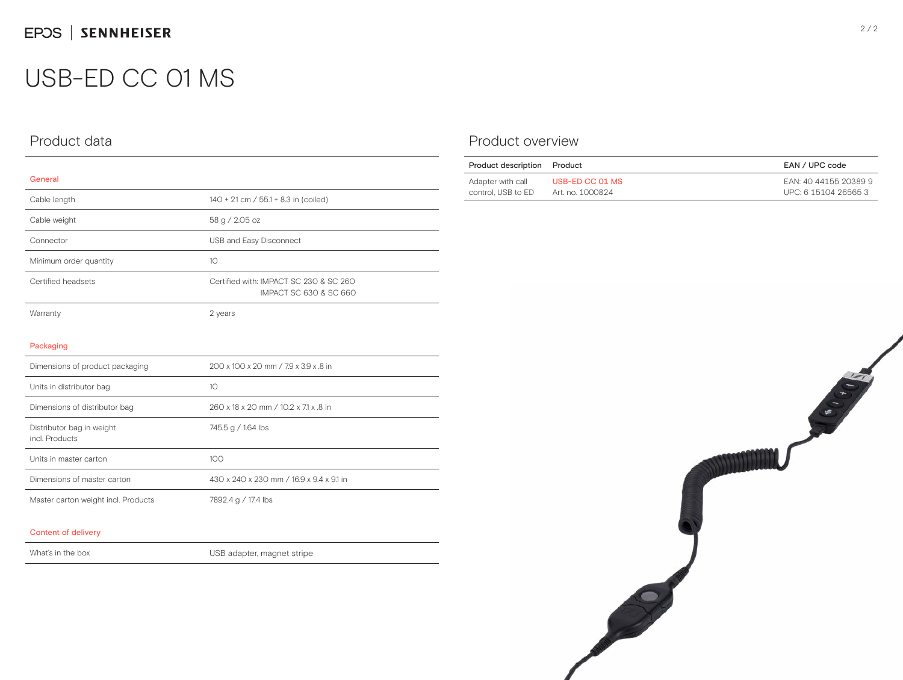# USB-ED CC 01 MS

## Product data

| | |
|---|---|
| **General** | |
| Cable length | 140 + 21 cm / 55.1 + 8.3 in (coiled) |
| Cable weight | 58 g / 2.05 oz |
| Connector | USB and Easy Disconnect |
| Minimum order quantity | 10 |
| Certified headsets | Certified with: IMPACT SC 230 & SC 260<br>IMPACT SC 630 & SC 660 |
| Warranty | 2 years |
| **Packaging** | |
| Dimensions of product packaging | 200 x 100 x 20 mm / 7.9 x 3.9 x .8 in |
| Units in distributor bag | 10 |
| Dimensions of distributor bag | 260 x 18 x 20 mm / 10.2 x 7.1 x .8 in |
| Distributor bag in weight incl. Products | 745.5 g / 1.64 lbs |
| Units in master carton | 100 |
| Dimensions of master carton | 430 x 240 x 230 mm / 16.9 x 9.4 x 9.1 in |
| Master carton weight incl. Products | 7892.4 g / 17.4 lbs |
| **Content of delivery** | |
| What's in the box | USB adapter, magnet stripe |

## Product overview

| Product description | Product | EAN / UPC code |
|---|---|---|
| Adapter with call control, USB to ED | USB-ED CC 01 MS<br>Art. no. 1000824 | EAN: 40 44155 20389 9<br>UPC: 6 15104 26565 3 |